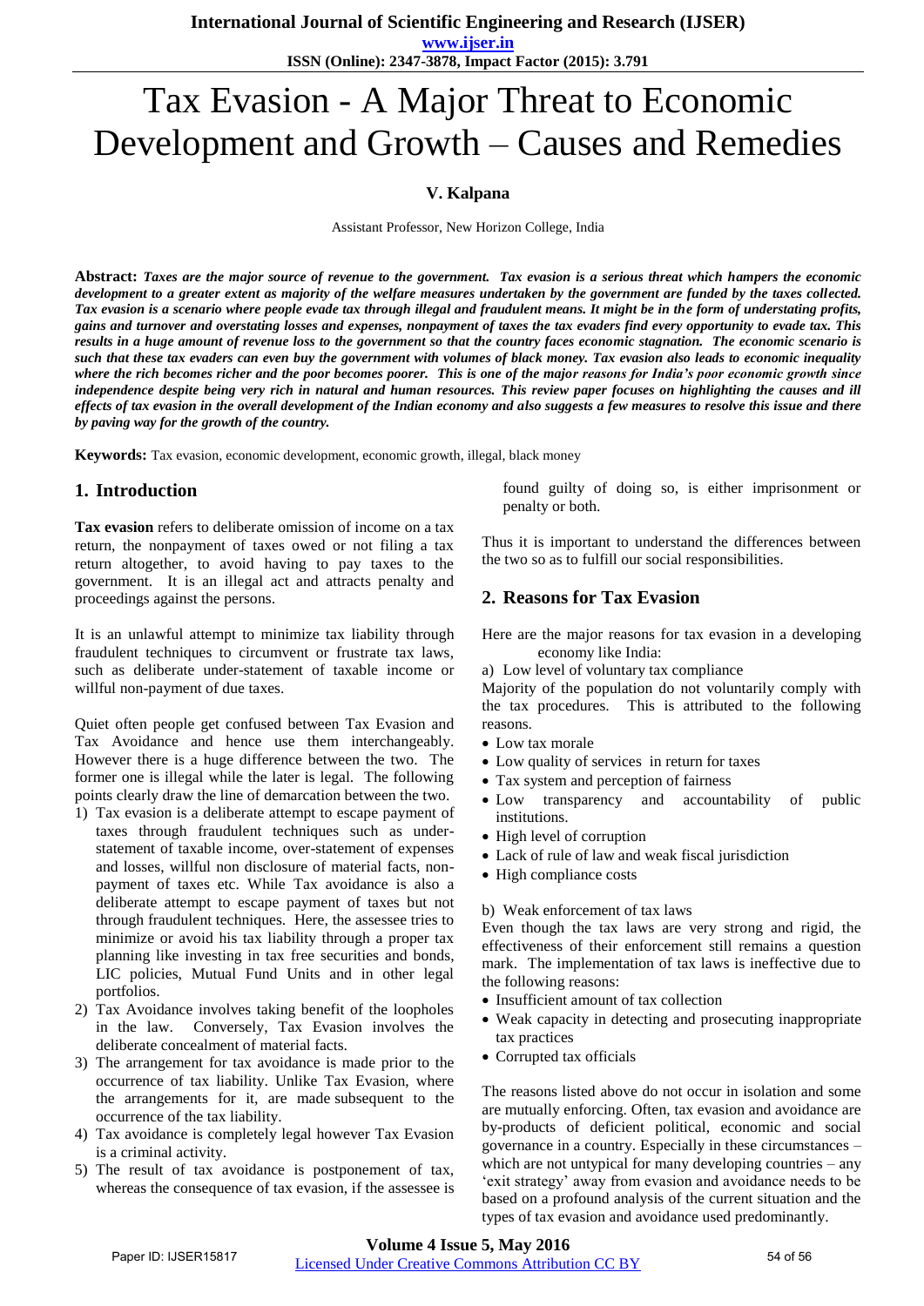# Tax Evasion - A Major Threat to Economic Development and Growth – Causes and Remedies

**V. Kalpana**

Assistant Professor, New Horizon College, India

**Abstract:** ***Taxes are the major source of revenue to the government. Tax evasion is a serious threat which hampers the economic development to a greater extent as majority of the welfare measures undertaken by the government are funded by the taxes collected. Tax evasion is a scenario where people evade tax through illegal and fraudulent means. It might be in the form of understating profits, gains and turnover and overstating losses and expenses, nonpayment of taxes the tax evaders find every opportunity to evade tax. This results in a huge amount of revenue loss to the government so that the country faces economic stagnation. The economic scenario is such that these tax evaders can even buy the government with volumes of black money. Tax evasion also leads to economic inequality where the rich becomes richer and the poor becomes poorer. This is one of the major reasons for India's poor economic growth since independence despite being very rich in natural and human resources. This review paper focuses on highlighting the causes and ill effects of tax evasion in the overall development of the Indian economy and also suggests a few measures to resolve this issue and there by paving way for the growth of the country.***

**Keywords:** Tax evasion, economic development, economic growth, illegal, black money

## 1. Introduction

**Tax evasion** refers to deliberate omission of income on a tax return, the nonpayment of taxes owed or not filing a tax return altogether, to avoid having to pay taxes to the government. It is an illegal act and attracts penalty and proceedings against the persons.

It is an unlawful attempt to minimize tax liability through fraudulent techniques to circumvent or frustrate tax laws, such as deliberate under-statement of taxable income or willful non-payment of due taxes.

Quiet often people get confused between Tax Evasion and Tax Avoidance and hence use them interchangeably. However there is a huge difference between the two. The former one is illegal while the later is legal. The following points clearly draw the line of demarcation between the two.

1) Tax evasion is a deliberate attempt to escape payment of taxes through fraudulent techniques such as under-statement of taxable income, over-statement of expenses and losses, willful non disclosure of material facts, non-payment of taxes etc. While Tax avoidance is also a deliberate attempt to escape payment of taxes but not through fraudulent techniques. Here, the assessee tries to minimize or avoid his tax liability through a proper tax planning like investing in tax free securities and bonds, LIC policies, Mutual Fund Units and in other legal portfolios.
2) Tax Avoidance involves taking benefit of the loopholes in the law. Conversely, Tax Evasion involves the deliberate concealment of material facts.
3) The arrangement for tax avoidance is made prior to the occurrence of tax liability. Unlike Tax Evasion, where the arrangements for it, are made subsequent to the occurrence of the tax liability.
4) Tax avoidance is completely legal however Tax Evasion is a criminal activity.
5) The result of tax avoidance is postponement of tax, whereas the consequence of tax evasion, if the assessee is found guilty of doing so, is either imprisonment or penalty or both.

Thus it is important to understand the differences between the two so as to fulfill our social responsibilities.

## 2. Reasons for Tax Evasion

Here are the major reasons for tax evasion in a developing economy like India:

a) Low level of voluntary tax compliance

Majority of the population do not voluntarily comply with the tax procedures. This is attributed to the following reasons.

- Low tax morale
- Low quality of services in return for taxes
- Tax system and perception of fairness
- Low transparency and accountability of public institutions.
- High level of corruption
- Lack of rule of law and weak fiscal jurisdiction
- High compliance costs

b) Weak enforcement of tax laws

Even though the tax laws are very strong and rigid, the effectiveness of their enforcement still remains a question mark. The implementation of tax laws is ineffective due to the following reasons:

- Insufficient amount of tax collection
- Weak capacity in detecting and prosecuting inappropriate tax practices
- Corrupted tax officials

The reasons listed above do not occur in isolation and some are mutually enforcing. Often, tax evasion and avoidance are by-products of deficient political, economic and social governance in a country. Especially in these circumstances – which are not untypical for many developing countries – any 'exit strategy' away from evasion and avoidance needs to be based on a profound analysis of the current situation and the types of tax evasion and avoidance used predominantly.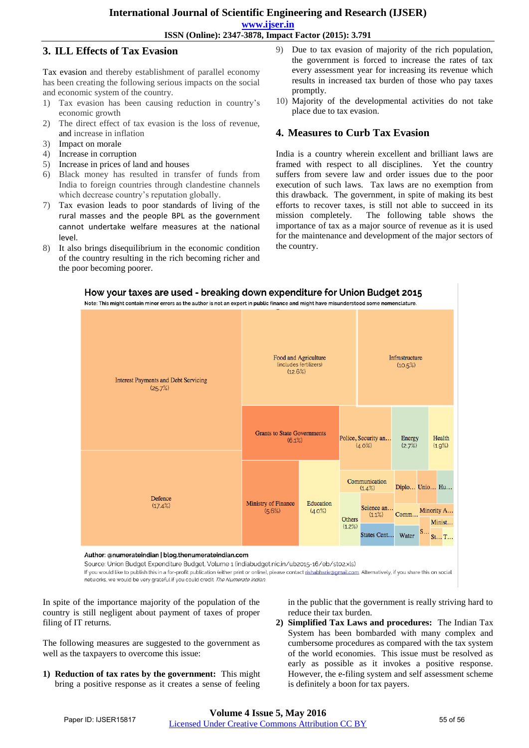## 3. ILL Effects of Tax Evasion

Tax evasion and thereby establishment of parallel economy has been creating the following serious impacts on the social and economic system of the country.

1) Tax evasion has been causing reduction in country's economic growth
2) The direct effect of tax evasion is the loss of revenue, and increase in inflation
3) Impact on morale
4) Increase in corruption
5) Increase in prices of land and houses
6) Black money has resulted in transfer of funds from India to foreign countries through clandestine channels which decrease country's reputation globally.
7) Tax evasion leads to poor standards of living of the rural masses and the people BPL as the government cannot undertake welfare measures at the national level.
8) It also brings disequilibrium in the economic condition of the country resulting in the rich becoming richer and the poor becoming poorer.
9) Due to tax evasion of majority of the rich population, the government is forced to increase the rates of tax every assessment year for increasing its revenue which results in increased tax burden of those who pay taxes promptly.
10) Majority of the developmental activities do not take place due to tax evasion.

## 4. Measures to Curb Tax Evasion

India is a country wherein excellent and brilliant laws are framed with respect to all disciplines. Yet the country suffers from severe law and order issues due to the poor execution of such laws. Tax laws are no exemption from this drawback. The government, in spite of making its best efforts to recover taxes, is still not able to succeed in its mission completely. The following table shows the importance of tax as a major source of revenue as it is used for the maintenance and development of the major sectors of the country.

**How your taxes are used - breaking down expenditure for Union Budget 2015**

Note: This might contain minor errors as the author is not an expert in public finance and might have misunderstood some nomenclature.

| Sector | Share |
|---|---|
| Interest Payments and Debt Servicing | 25.7% |
| Defence | 17.4% |
| Food and Agriculture (includes fertilizers) | 12.6% |
| Infrastructure | 10.5% |
| Grants to State Governments | 6.1% |
| Ministry of Finance | 5.6% |
| Education | 4.0% |
| Police, Security an... | 4.0% |
| Energy | 2.7% |
| Health | 1.9% |
| Communication | 1.4% |
| Others | 1.2% |
| Science an... | 1.1% |

Other smaller categories shown: Diplo..., Unio..., Hu..., Comm..., Minority A..., Minist..., States Cent..., Water, S..., St..., T...

Author: @numerateindian | blog.thenumerateindian.com

Source: Union Budget Expenditure Budget, Volume 1 (indiabudget.nic.in/ub2015-16/eb/stat02.xls)

If you would like to publish this in a for-profit publication (either print or online), please contact rishabhsriv@gmail.com. Alternatively, if you share this on social networks, we would be very grateful if you could credit *The Numerate Indian*

In spite of the importance majority of the population of the country is still negligent about payment of taxes of proper filing of IT returns.

The following measures are suggested to the government as well as the taxpayers to overcome this issue:

1) **Reduction of tax rates by the government:** This might bring a positive response as it creates a sense of feeling in the public that the government is really striving hard to reduce their tax burden.
2) **Simplified Tax Laws and procedures:** The Indian Tax System has been bombarded with many complex and cumbersome procedures as compared with the tax system of the world economies. This issue must be resolved as early as possible as it invokes a positive response. However, the e-filing system and self assessment scheme is definitely a boon for tax payers.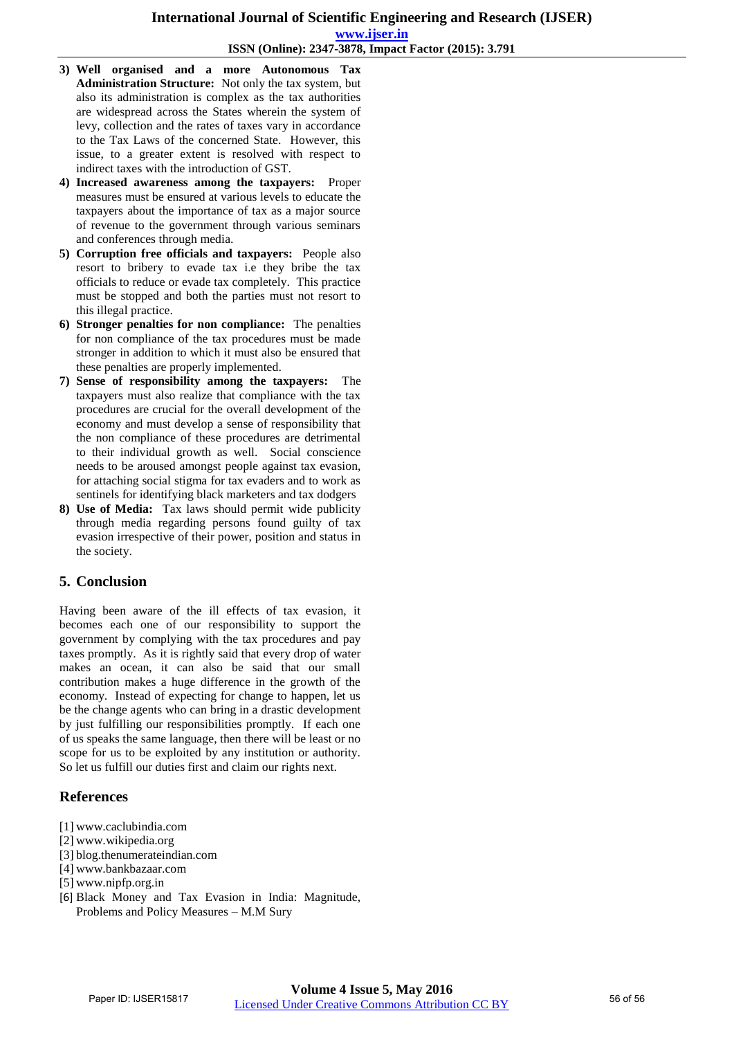3) **Well organised and a more Autonomous Tax Administration Structure:** Not only the tax system, but also its administration is complex as the tax authorities are widespread across the States wherein the system of levy, collection and the rates of taxes vary in accordance to the Tax Laws of the concerned State. However, this issue, to a greater extent is resolved with respect to indirect taxes with the introduction of GST.
4) **Increased awareness among the taxpayers:** Proper measures must be ensured at various levels to educate the taxpayers about the importance of tax as a major source of revenue to the government through various seminars and conferences through media.
5) **Corruption free officials and taxpayers:** People also resort to bribery to evade tax i.e they bribe the tax officials to reduce or evade tax completely. This practice must be stopped and both the parties must not resort to this illegal practice.
6) **Stronger penalties for non compliance:** The penalties for non compliance of the tax procedures must be made stronger in addition to which it must also be ensured that these penalties are properly implemented.
7) **Sense of responsibility among the taxpayers:** The taxpayers must also realize that compliance with the tax procedures are crucial for the overall development of the economy and must develop a sense of responsibility that the non compliance of these procedures are detrimental to their individual growth as well. Social conscience needs to be aroused amongst people against tax evasion, for attaching social stigma for tax evaders and to work as sentinels for identifying black marketers and tax dodgers
8) **Use of Media:** Tax laws should permit wide publicity through media regarding persons found guilty of tax evasion irrespective of their power, position and status in the society.

## 5. Conclusion

Having been aware of the ill effects of tax evasion, it becomes each one of our responsibility to support the government by complying with the tax procedures and pay taxes promptly. As it is rightly said that every drop of water makes an ocean, it can also be said that our small contribution makes a huge difference in the growth of the economy. Instead of expecting for change to happen, let us be the change agents who can bring in a drastic development by just fulfilling our responsibilities promptly. If each one of us speaks the same language, then there will be least or no scope for us to be exploited by any institution or authority. So let us fulfill our duties first and claim our rights next.

## References

[1] www.caclubindia.com
[2] www.wikipedia.org
[3] blog.thenumerateindian.com
[4] www.bankbazaar.com
[5] www.nipfp.org.in
[6] Black Money and Tax Evasion in India: Magnitude, Problems and Policy Measures – M.M Sury